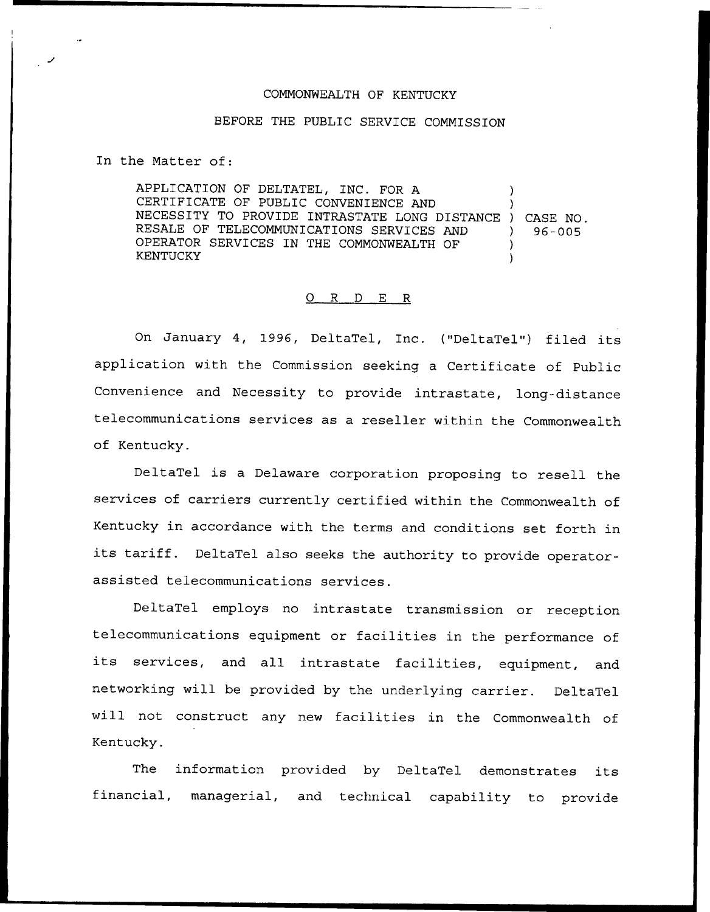COMMONWEALTH OF KENTUCKY

BEFORE THE PUBLIC SERVICE COMMISSION

In the Matter of:

| | | |
|---|---|---|
| APPLICATION OF DELTATEL, INC. FOR A CERTIFICATE OF PUBLIC CONVENIENCE AND NECESSITY TO PROVIDE INTRASTATE LONG DISTANCE RESALE OF TELECOMMUNICATIONS SERVICES AND OPERATOR SERVICES IN THE COMMONWEALTH OF KENTUCKY | ) | CASE NO. 96-005 |

# O R D E R

On January 4, 1996, DeltaTel, Inc. ("DeltaTel") filed its application with the Commission seeking a Certificate of Public Convenience and Necessity to provide intrastate, long-distance telecommunications services as a reseller within the Commonwealth of Kentucky.

DeltaTel is a Delaware corporation proposing to resell the services of carriers currently certified within the Commonwealth of Kentucky in accordance with the terms and conditions set forth in its tariff. DeltaTel also seeks the authority to provide operator-assisted telecommunications services.

DeltaTel employs no intrastate transmission or reception telecommunications equipment or facilities in the performance of its services, and all intrastate facilities, equipment, and networking will be provided by the underlying carrier. DeltaTel will not construct any new facilities in the Commonwealth of Kentucky.

The information provided by DeltaTel demonstrates its financial, managerial, and technical capability to provide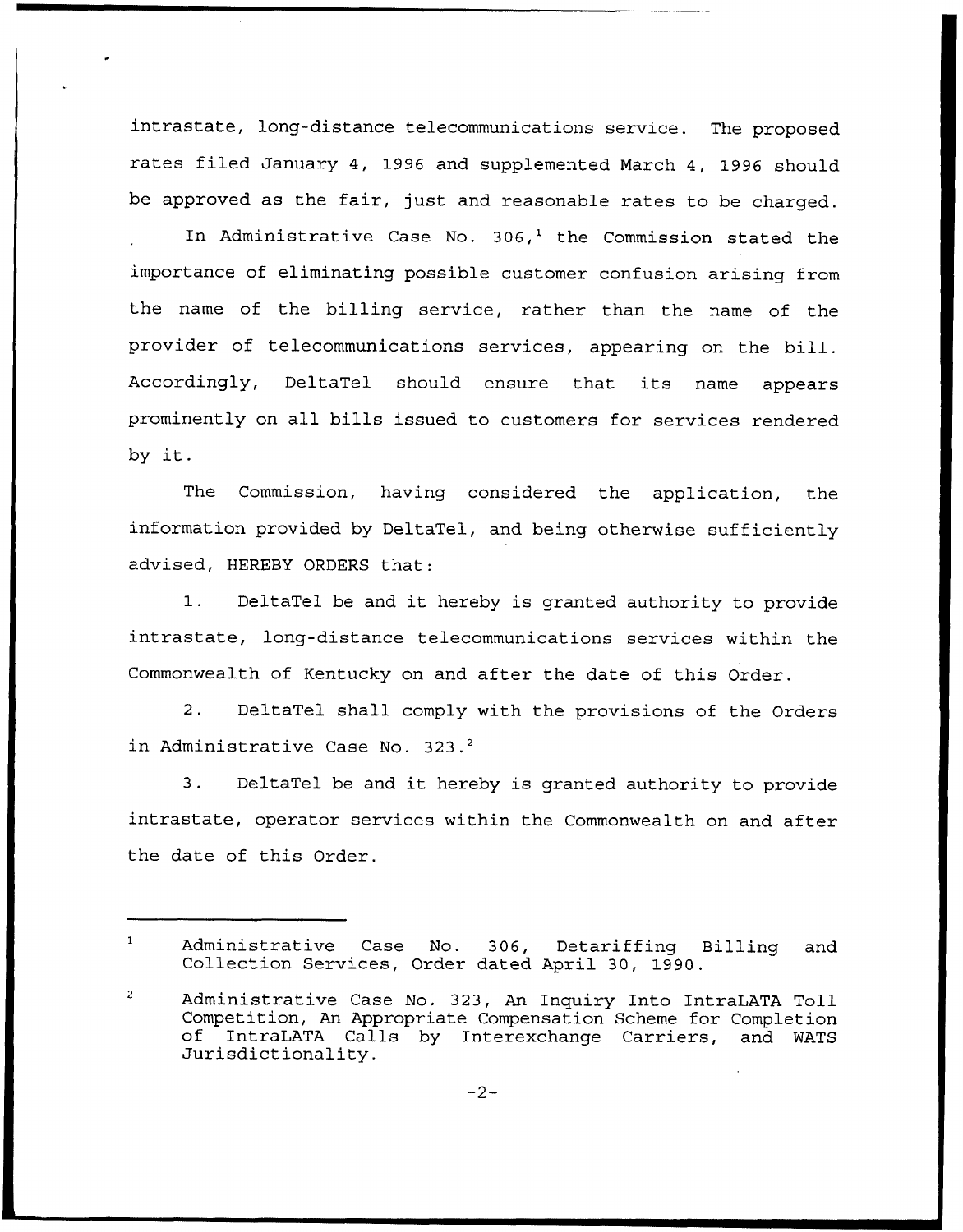intrastate, long-distance telecommunications service. The proposed rates filed January 4, 1996 and supplemented March 4, 1996 should be approved as the fair, just and reasonable rates to be charged.

In Administrative Case No. 306,[1] the Commission stated the importance of eliminating possible customer confusion arising from the name of the billing service, rather than the name of the provider of telecommunications services, appearing on the bill. Accordingly, DeltaTel should ensure that its name appears prominently on all bills issued to customers for services rendered by it.

The Commission, having considered the application, the information provided by DeltaTel, and being otherwise sufficiently advised, HEREBY ORDERS that:

1. DeltaTel be and it hereby is granted authority to provide intrastate, long-distance telecommunications services within the Commonwealth of Kentucky on and after the date of this Order.

2. DeltaTel shall comply with the provisions of the Orders in Administrative Case No. 323.[2]

3. DeltaTel be and it hereby is granted authority to provide intrastate, operator services within the Commonwealth on and after the date of this Order.

---

[1] Administrative Case No. 306, Detariffing Billing and Collection Services, Order dated April 30, 1990.

[2] Administrative Case No. 323, An Inquiry Into IntraLATA Toll Competition, An Appropriate Compensation Scheme for Completion of IntraLATA Calls by Interexchange Carriers, and WATS Jurisdictionality.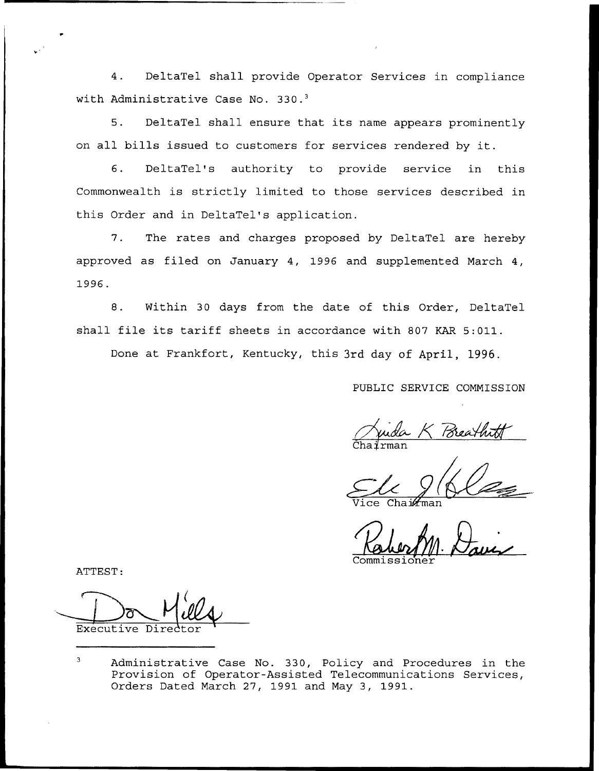4. DeltaTel shall provide Operator Services in compliance with Administrative Case No. 330.[3]

5. DeltaTel shall ensure that its name appears prominently on all bills issued to customers for services rendered by it.

6. DeltaTel's authority to provide service in this Commonwealth is strictly limited to those services described in this Order and in DeltaTel's application.

7. The rates and charges proposed by DeltaTel are hereby approved as filed on January 4, 1996 and supplemented March 4, 1996.

8. Within 30 days from the date of this Order, DeltaTel shall file its tariff sheets in accordance with 807 KAR 5:011.

Done at Frankfort, Kentucky, this 3rd day of April, 1996.

PUBLIC SERVICE COMMISSION

Linda K Breathitt
Chairman

Vice Chairman

Robert M. Davis
Commissioner

ATTEST:

Don Mills
Executive Director

---

[3] Administrative Case No. 330, Policy and Procedures in the Provision of Operator-Assisted Telecommunications Services, Orders Dated March 27, 1991 and May 3, 1991.